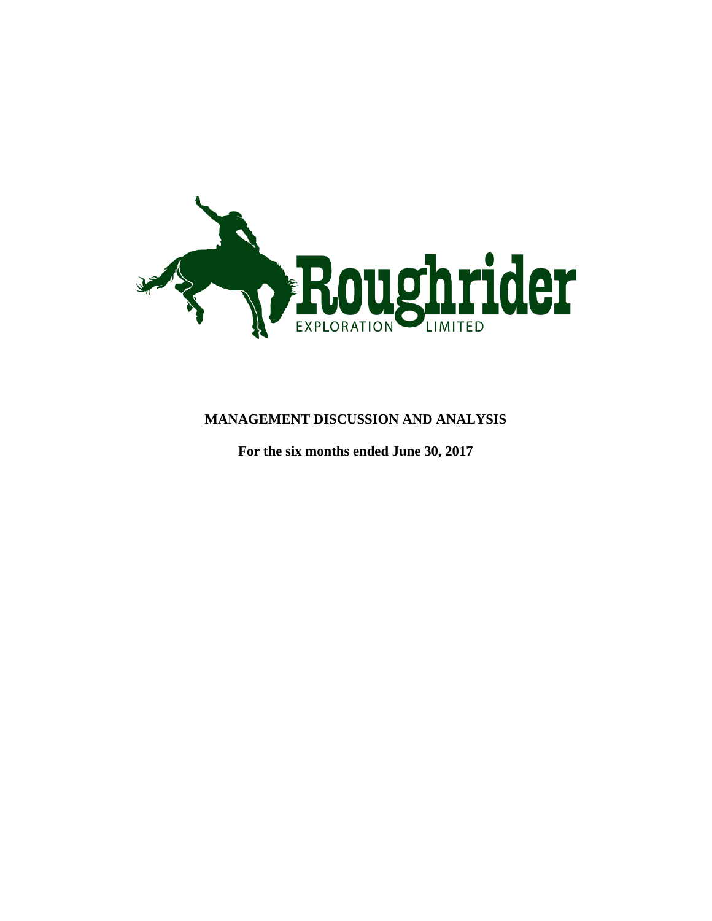Roughrider

EXPLORATION LIMITED

**MANAGEMENT DISCUSSION AND ANALYSIS**

**For the six months ended June 30, 2017**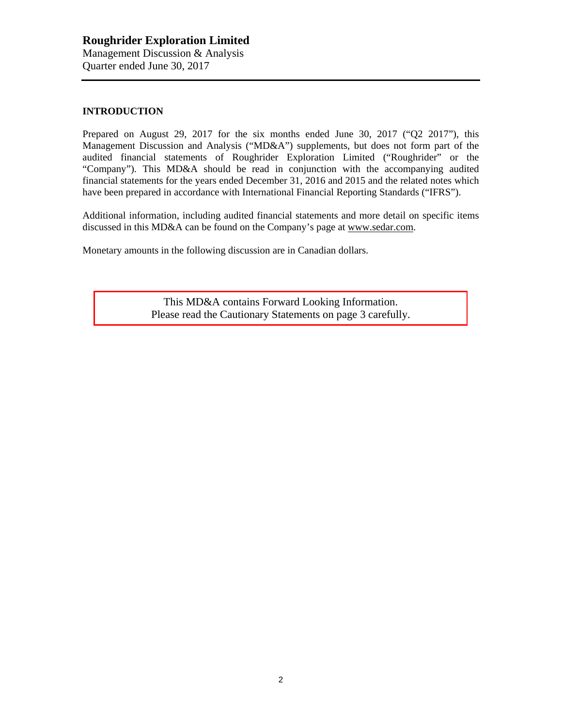## INTRODUCTION

Prepared on August 29, 2017 for the six months ended June 30, 2017 ("Q2 2017"), this Management Discussion and Analysis ("MD&A") supplements, but does not form part of the audited financial statements of Roughrider Exploration Limited ("Roughrider" or the "Company"). This MD&A should be read in conjunction with the accompanying audited financial statements for the years ended December 31, 2016 and 2015 and the related notes which have been prepared in accordance with International Financial Reporting Standards ("IFRS").

Additional information, including audited financial statements and more detail on specific items discussed in this MD&A can be found on the Company's page at www.sedar.com.

Monetary amounts in the following discussion are in Canadian dollars.

This MD&A contains Forward Looking Information.
Please read the Cautionary Statements on page 3 carefully.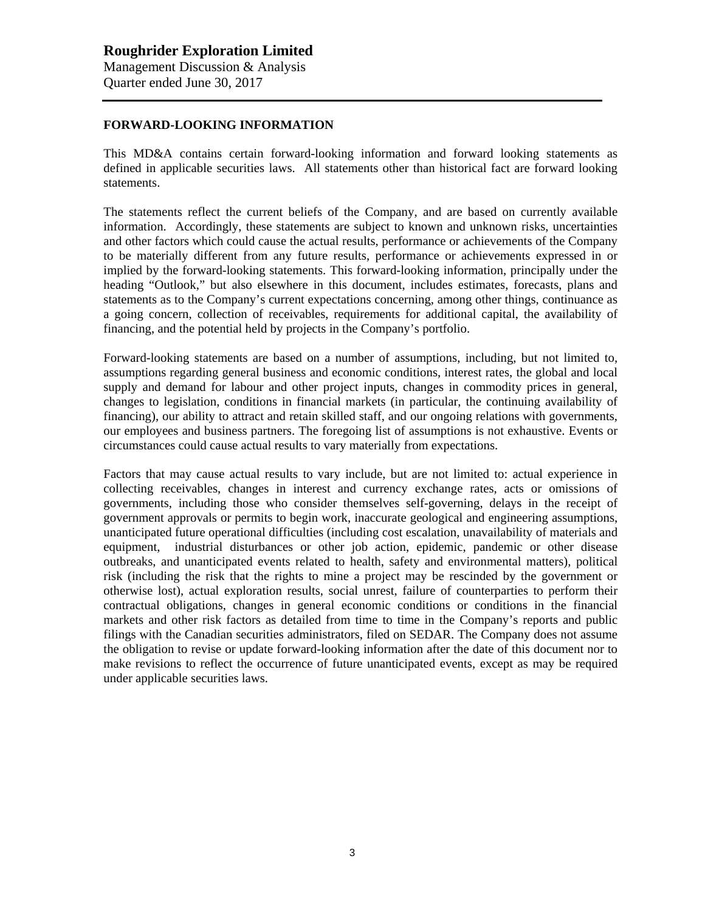## FORWARD-LOOKING INFORMATION

This MD&A contains certain forward-looking information and forward looking statements as defined in applicable securities laws. All statements other than historical fact are forward looking statements.

The statements reflect the current beliefs of the Company, and are based on currently available information. Accordingly, these statements are subject to known and unknown risks, uncertainties and other factors which could cause the actual results, performance or achievements of the Company to be materially different from any future results, performance or achievements expressed in or implied by the forward-looking statements. This forward-looking information, principally under the heading "Outlook," but also elsewhere in this document, includes estimates, forecasts, plans and statements as to the Company's current expectations concerning, among other things, continuance as a going concern, collection of receivables, requirements for additional capital, the availability of financing, and the potential held by projects in the Company's portfolio.

Forward-looking statements are based on a number of assumptions, including, but not limited to, assumptions regarding general business and economic conditions, interest rates, the global and local supply and demand for labour and other project inputs, changes in commodity prices in general, changes to legislation, conditions in financial markets (in particular, the continuing availability of financing), our ability to attract and retain skilled staff, and our ongoing relations with governments, our employees and business partners. The foregoing list of assumptions is not exhaustive. Events or circumstances could cause actual results to vary materially from expectations.

Factors that may cause actual results to vary include, but are not limited to: actual experience in collecting receivables, changes in interest and currency exchange rates, acts or omissions of governments, including those who consider themselves self-governing, delays in the receipt of government approvals or permits to begin work, inaccurate geological and engineering assumptions, unanticipated future operational difficulties (including cost escalation, unavailability of materials and equipment, industrial disturbances or other job action, epidemic, pandemic or other disease outbreaks, and unanticipated events related to health, safety and environmental matters), political risk (including the risk that the rights to mine a project may be rescinded by the government or otherwise lost), actual exploration results, social unrest, failure of counterparties to perform their contractual obligations, changes in general economic conditions or conditions in the financial markets and other risk factors as detailed from time to time in the Company's reports and public filings with the Canadian securities administrators, filed on SEDAR. The Company does not assume the obligation to revise or update forward-looking information after the date of this document nor to make revisions to reflect the occurrence of future unanticipated events, except as may be required under applicable securities laws.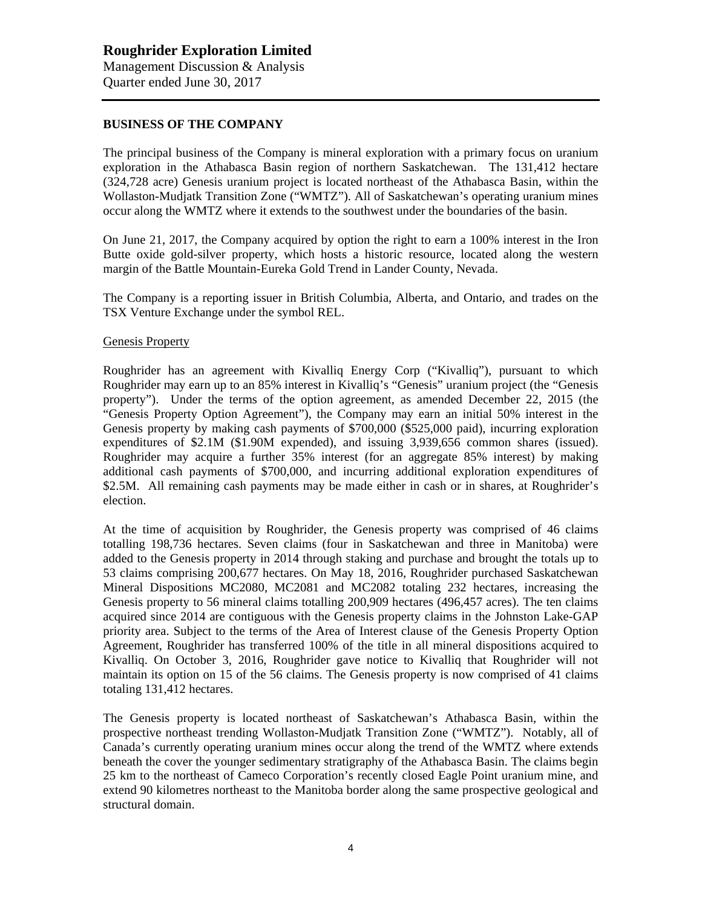## BUSINESS OF THE COMPANY

The principal business of the Company is mineral exploration with a primary focus on uranium exploration in the Athabasca Basin region of northern Saskatchewan. The 131,412 hectare (324,728 acre) Genesis uranium project is located northeast of the Athabasca Basin, within the Wollaston-Mudjatk Transition Zone ("WMTZ"). All of Saskatchewan's operating uranium mines occur along the WMTZ where it extends to the southwest under the boundaries of the basin.

On June 21, 2017, the Company acquired by option the right to earn a 100% interest in the Iron Butte oxide gold-silver property, which hosts a historic resource, located along the western margin of the Battle Mountain-Eureka Gold Trend in Lander County, Nevada.

The Company is a reporting issuer in British Columbia, Alberta, and Ontario, and trades on the TSX Venture Exchange under the symbol REL.

### Genesis Property

Roughrider has an agreement with Kivalliq Energy Corp ("Kivalliq"), pursuant to which Roughrider may earn up to an 85% interest in Kivalliq's "Genesis" uranium project (the "Genesis property"). Under the terms of the option agreement, as amended December 22, 2015 (the "Genesis Property Option Agreement"), the Company may earn an initial 50% interest in the Genesis property by making cash payments of $700,000 ($525,000 paid), incurring exploration expenditures of $2.1M ($1.90M expended), and issuing 3,939,656 common shares (issued). Roughrider may acquire a further 35% interest (for an aggregate 85% interest) by making additional cash payments of $700,000, and incurring additional exploration expenditures of $2.5M. All remaining cash payments may be made either in cash or in shares, at Roughrider's election.

At the time of acquisition by Roughrider, the Genesis property was comprised of 46 claims totalling 198,736 hectares. Seven claims (four in Saskatchewan and three in Manitoba) were added to the Genesis property in 2014 through staking and purchase and brought the totals up to 53 claims comprising 200,677 hectares. On May 18, 2016, Roughrider purchased Saskatchewan Mineral Dispositions MC2080, MC2081 and MC2082 totaling 232 hectares, increasing the Genesis property to 56 mineral claims totalling 200,909 hectares (496,457 acres). The ten claims acquired since 2014 are contiguous with the Genesis property claims in the Johnston Lake-GAP priority area. Subject to the terms of the Area of Interest clause of the Genesis Property Option Agreement, Roughrider has transferred 100% of the title in all mineral dispositions acquired to Kivalliq. On October 3, 2016, Roughrider gave notice to Kivalliq that Roughrider will not maintain its option on 15 of the 56 claims. The Genesis property is now comprised of 41 claims totaling 131,412 hectares.

The Genesis property is located northeast of Saskatchewan's Athabasca Basin, within the prospective northeast trending Wollaston-Mudjatk Transition Zone ("WMTZ"). Notably, all of Canada's currently operating uranium mines occur along the trend of the WMTZ where extends beneath the cover the younger sedimentary stratigraphy of the Athabasca Basin. The claims begin 25 km to the northeast of Cameco Corporation's recently closed Eagle Point uranium mine, and extend 90 kilometres northeast to the Manitoba border along the same prospective geological and structural domain.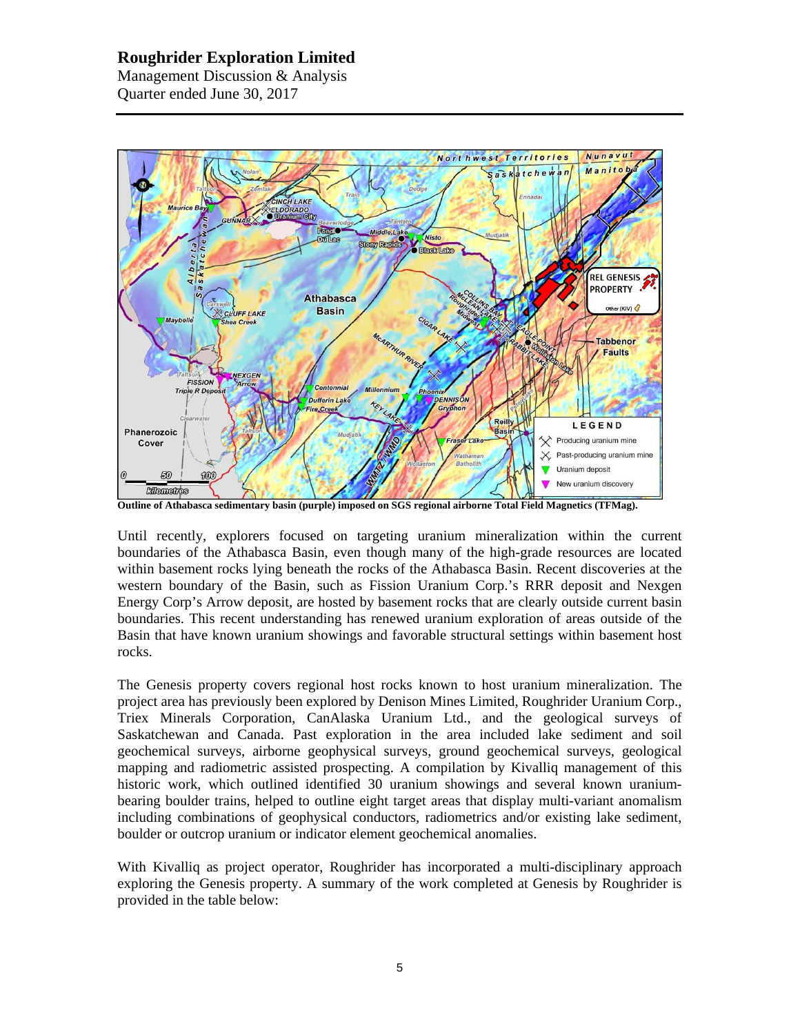**Outline of Athabasca sedimentary basin (purple) imposed on SGS regional airborne Total Field Magnetics (TFMag).**

Until recently, explorers focused on targeting uranium mineralization within the current boundaries of the Athabasca Basin, even though many of the high-grade resources are located within basement rocks lying beneath the rocks of the Athabasca Basin. Recent discoveries at the western boundary of the Basin, such as Fission Uranium Corp.'s RRR deposit and Nexgen Energy Corp's Arrow deposit, are hosted by basement rocks that are clearly outside current basin boundaries. This recent understanding has renewed uranium exploration of areas outside of the Basin that have known uranium showings and favorable structural settings within basement host rocks.

The Genesis property covers regional host rocks known to host uranium mineralization. The project area has previously been explored by Denison Mines Limited, Roughrider Uranium Corp., Triex Minerals Corporation, CanAlaska Uranium Ltd., and the geological surveys of Saskatchewan and Canada. Past exploration in the area included lake sediment and soil geochemical surveys, airborne geophysical surveys, ground geochemical surveys, geological mapping and radiometric assisted prospecting. A compilation by Kivalliq management of this historic work, which outlined identified 30 uranium showings and several known uranium-bearing boulder trains, helped to outline eight target areas that display multi-variant anomalism including combinations of geophysical conductors, radiometrics and/or existing lake sediment, boulder or outcrop uranium or indicator element geochemical anomalies.

With Kivalliq as project operator, Roughrider has incorporated a multi-disciplinary approach exploring the Genesis property. A summary of the work completed at Genesis by Roughrider is provided in the table below: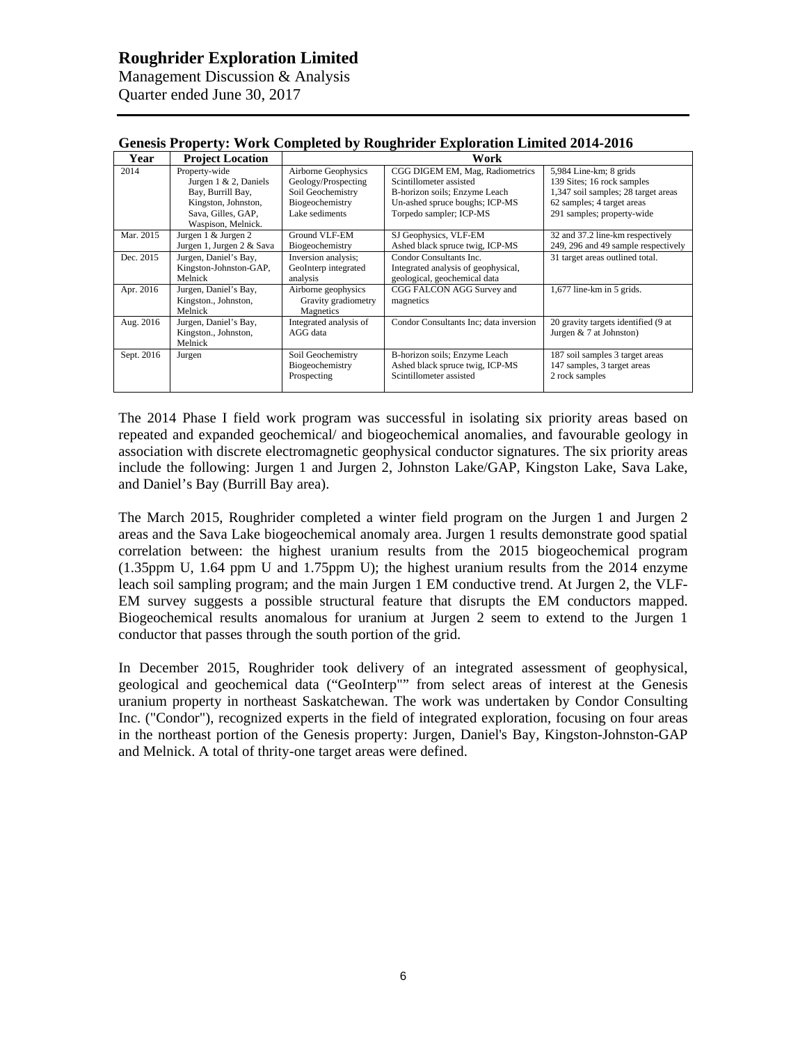**Genesis Property: Work Completed by Roughrider Exploration Limited 2014-2016**

| Year | Project Location | Work | | |
|---|---|---|---|---|
| 2014 | Property-wide<br>Jurgen 1 & 2, Daniels Bay, Burrill Bay, Kingston, Johnston, Sava, Gilles, GAP, Waspison, Melnick. | Airborne Geophysics<br>Geology/Prospecting<br>Soil Geochemistry<br>Biogeochemistry<br>Lake sediments | CGG DIGEM EM, Mag, Radiometrics<br>Scintillometer assisted<br>B-horizon soils; Enzyme Leach<br>Un-ashed spruce boughs; ICP-MS<br>Torpedo sampler; ICP-MS | 5,984 Line-km; 8 grids<br>139 Sites; 16 rock samples<br>1,347 soil samples; 28 target areas<br>62 samples; 4 target areas<br>291 samples; property-wide |
| Mar. 2015 | Jurgen 1 & Jurgen 2<br>Jurgen 1, Jurgen 2 & Sava | Ground VLF-EM<br>Biogeochemistry | SJ Geophysics, VLF-EM<br>Ashed black spruce twig, ICP-MS | 32 and 37.2 line-km respectively<br>249, 296 and 49 sample respectively |
| Dec. 2015 | Jurgen, Daniel's Bay, Kingston-Johnston-GAP, Melnick | Inversion analysis; GeoInterp integrated analysis | Condor Consultants Inc.<br>Integrated analysis of geophysical, geological, geochemical data | 31 target areas outlined total. |
| Apr. 2016 | Jurgen, Daniel's Bay, Kingston., Johnston, Melnick | Airborne geophysics<br>Gravity gradiometry<br>Magnetics | CGG FALCON AGG Survey and magnetics | 1,677 line-km in 5 grids. |
| Aug. 2016 | Jurgen, Daniel's Bay, Kingston., Johnston, Melnick | Integrated analysis of AGG data | Condor Consultants Inc; data inversion | 20 gravity targets identified (9 at Jurgen & 7 at Johnston) |
| Sept. 2016 | Jurgen | Soil Geochemistry<br>Biogeochemistry<br>Prospecting | B-horizon soils; Enzyme Leach<br>Ashed black spruce twig, ICP-MS<br>Scintillometer assisted | 187 soil samples 3 target areas<br>147 samples, 3 target areas<br>2 rock samples |

The 2014 Phase I field work program was successful in isolating six priority areas based on repeated and expanded geochemical/ and biogeochemical anomalies, and favourable geology in association with discrete electromagnetic geophysical conductor signatures. The six priority areas include the following: Jurgen 1 and Jurgen 2, Johnston Lake/GAP, Kingston Lake, Sava Lake, and Daniel's Bay (Burrill Bay area).

The March 2015, Roughrider completed a winter field program on the Jurgen 1 and Jurgen 2 areas and the Sava Lake biogeochemical anomaly area. Jurgen 1 results demonstrate good spatial correlation between: the highest uranium results from the 2015 biogeochemical program (1.35ppm U, 1.64 ppm U and 1.75ppm U); the highest uranium results from the 2014 enzyme leach soil sampling program; and the main Jurgen 1 EM conductive trend. At Jurgen 2, the VLF-EM survey suggests a possible structural feature that disrupts the EM conductors mapped. Biogeochemical results anomalous for uranium at Jurgen 2 seem to extend to the Jurgen 1 conductor that passes through the south portion of the grid.

In December 2015, Roughrider took delivery of an integrated assessment of geophysical, geological and geochemical data ("GeoInterp"" from select areas of interest at the Genesis uranium property in northeast Saskatchewan. The work was undertaken by Condor Consulting Inc. ("Condor"), recognized experts in the field of integrated exploration, focusing on four areas in the northeast portion of the Genesis property: Jurgen, Daniel's Bay, Kingston-Johnston-GAP and Melnick. A total of thrity-one target areas were defined.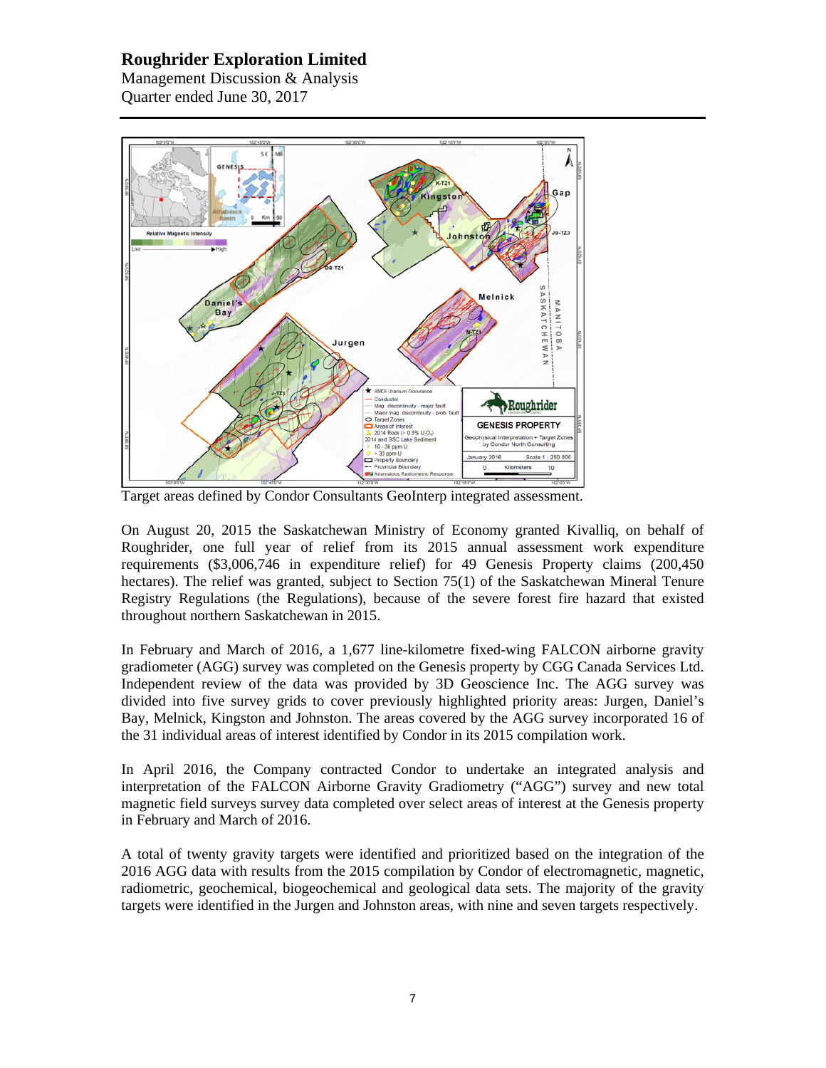Target areas defined by Condor Consultants GeoInterp integrated assessment.

On August 20, 2015 the Saskatchewan Ministry of Economy granted Kivalliq, on behalf of Roughrider, one full year of relief from its 2015 annual assessment work expenditure requirements ($3,006,746 in expenditure relief) for 49 Genesis Property claims (200,450 hectares). The relief was granted, subject to Section 75(1) of the Saskatchewan Mineral Tenure Registry Regulations (the Regulations), because of the severe forest fire hazard that existed throughout northern Saskatchewan in 2015.

In February and March of 2016, a 1,677 line-kilometre fixed-wing FALCON airborne gravity gradiometer (AGG) survey was completed on the Genesis property by CGG Canada Services Ltd. Independent review of the data was provided by 3D Geoscience Inc. The AGG survey was divided into five survey grids to cover previously highlighted priority areas: Jurgen, Daniel's Bay, Melnick, Kingston and Johnston. The areas covered by the AGG survey incorporated 16 of the 31 individual areas of interest identified by Condor in its 2015 compilation work.

In April 2016, the Company contracted Condor to undertake an integrated analysis and interpretation of the FALCON Airborne Gravity Gradiometry ("AGG") survey and new total magnetic field surveys survey data completed over select areas of interest at the Genesis property in February and March of 2016.

A total of twenty gravity targets were identified and prioritized based on the integration of the 2016 AGG data with results from the 2015 compilation by Condor of electromagnetic, magnetic, radiometric, geochemical, biogeochemical and geological data sets. The majority of the gravity targets were identified in the Jurgen and Johnston areas, with nine and seven targets respectively.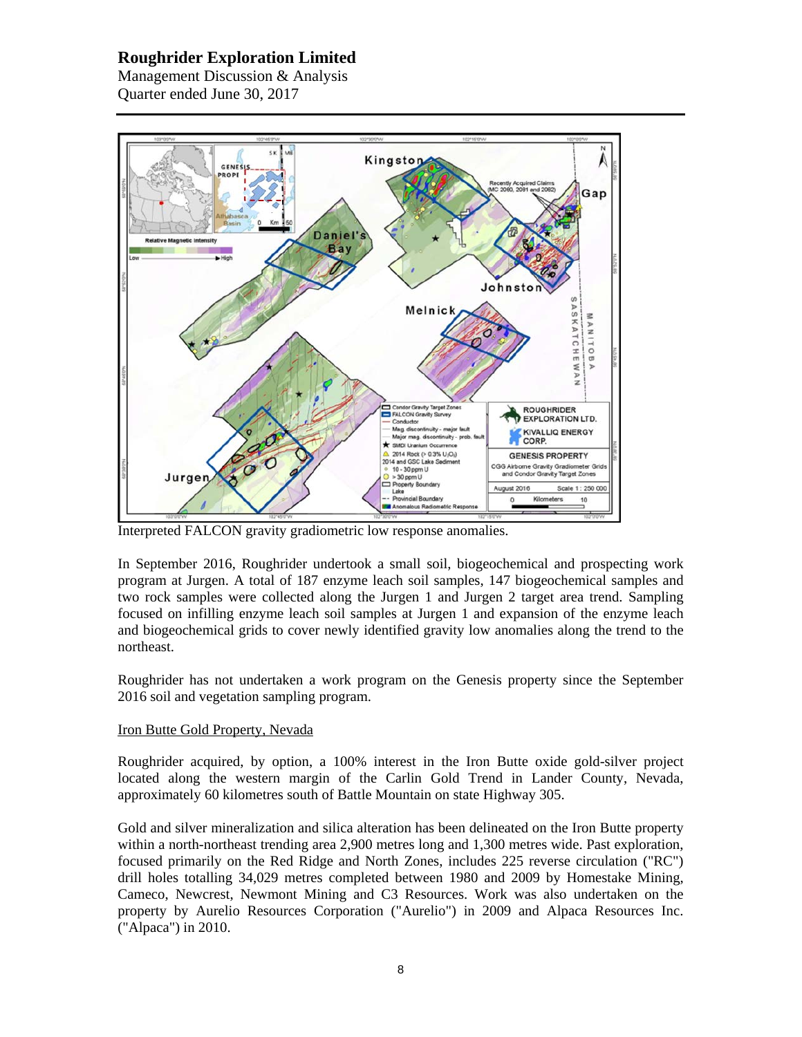Interpreted FALCON gravity gradiometric low response anomalies.

In September 2016, Roughrider undertook a small soil, biogeochemical and prospecting work program at Jurgen. A total of 187 enzyme leach soil samples, 147 biogeochemical samples and two rock samples were collected along the Jurgen 1 and Jurgen 2 target area trend. Sampling focused on infilling enzyme leach soil samples at Jurgen 1 and expansion of the enzyme leach and biogeochemical grids to cover newly identified gravity low anomalies along the trend to the northeast.

Roughrider has not undertaken a work program on the Genesis property since the September 2016 soil and vegetation sampling program.

<u>Iron Butte Gold Property, Nevada</u>

Roughrider acquired, by option, a 100% interest in the Iron Butte oxide gold-silver project located along the western margin of the Carlin Gold Trend in Lander County, Nevada, approximately 60 kilometres south of Battle Mountain on state Highway 305.

Gold and silver mineralization and silica alteration has been delineated on the Iron Butte property within a north-northeast trending area 2,900 metres long and 1,300 metres wide. Past exploration, focused primarily on the Red Ridge and North Zones, includes 225 reverse circulation ("RC") drill holes totalling 34,029 metres completed between 1980 and 2009 by Homestake Mining, Cameco, Newcrest, Newmont Mining and C3 Resources. Work was also undertaken on the property by Aurelio Resources Corporation ("Aurelio") in 2009 and Alpaca Resources Inc. ("Alpaca") in 2010.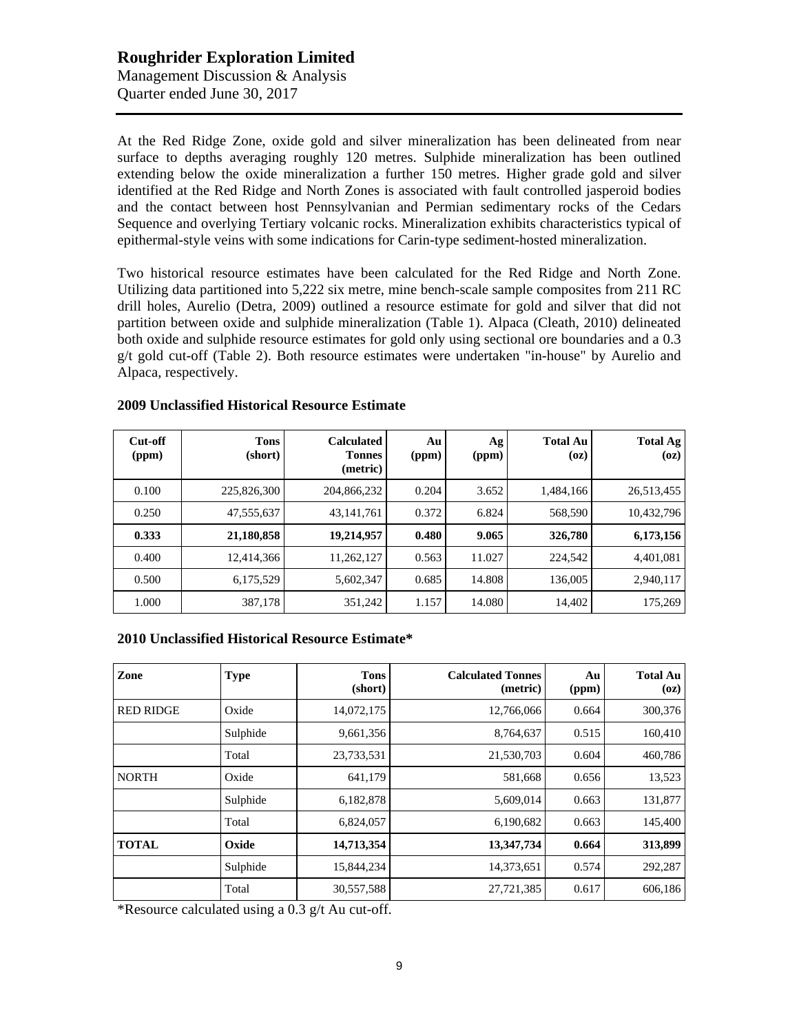At the Red Ridge Zone, oxide gold and silver mineralization has been delineated from near surface to depths averaging roughly 120 metres. Sulphide mineralization has been outlined extending below the oxide mineralization a further 150 metres. Higher grade gold and silver identified at the Red Ridge and North Zones is associated with fault controlled jasperoid bodies and the contact between host Pennsylvanian and Permian sedimentary rocks of the Cedars Sequence and overlying Tertiary volcanic rocks. Mineralization exhibits characteristics typical of epithermal-style veins with some indications for Carin-type sediment-hosted mineralization.

Two historical resource estimates have been calculated for the Red Ridge and North Zone. Utilizing data partitioned into 5,222 six metre, mine bench-scale sample composites from 211 RC drill holes, Aurelio (Detra, 2009) outlined a resource estimate for gold and silver that did not partition between oxide and sulphide mineralization (Table 1). Alpaca (Cleath, 2010) delineated both oxide and sulphide resource estimates for gold only using sectional ore boundaries and a 0.3 g/t gold cut-off (Table 2). Both resource estimates were undertaken "in-house" by Aurelio and Alpaca, respectively.

**2009 Unclassified Historical Resource Estimate**

| Cut-off (ppm) | Tons (short) | Calculated Tonnes (metric) | Au (ppm) | Ag (ppm) | Total Au (oz) | Total Ag (oz) |
|---|---|---|---|---|---|---|
| 0.100 | 225,826,300 | 204,866,232 | 0.204 | 3.652 | 1,484,166 | 26,513,455 |
| 0.250 | 47,555,637 | 43,141,761 | 0.372 | 6.824 | 568,590 | 10,432,796 |
| **0.333** | **21,180,858** | **19,214,957** | **0.480** | **9.065** | **326,780** | **6,173,156** |
| 0.400 | 12,414,366 | 11,262,127 | 0.563 | 11.027 | 224,542 | 4,401,081 |
| 0.500 | 6,175,529 | 5,602,347 | 0.685 | 14.808 | 136,005 | 2,940,117 |
| 1.000 | 387,178 | 351,242 | 1.157 | 14.080 | 14,402 | 175,269 |

**2010 Unclassified Historical Resource Estimate***

| Zone | Type | Tons (short) | Calculated Tonnes (metric) | Au (ppm) | Total Au (oz) |
|---|---|---|---|---|---|
| RED RIDGE | Oxide | 14,072,175 | 12,766,066 | 0.664 | 300,376 |
| | Sulphide | 9,661,356 | 8,764,637 | 0.515 | 160,410 |
| | Total | 23,733,531 | 21,530,703 | 0.604 | 460,786 |
| NORTH | Oxide | 641,179 | 581,668 | 0.656 | 13,523 |
| | Sulphide | 6,182,878 | 5,609,014 | 0.663 | 131,877 |
| | Total | 6,824,057 | 6,190,682 | 0.663 | 145,400 |
| **TOTAL** | **Oxide** | **14,713,354** | **13,347,734** | **0.664** | **313,899** |
| | Sulphide | 15,844,234 | 14,373,651 | 0.574 | 292,287 |
| | Total | 30,557,588 | 27,721,385 | 0.617 | 606,186 |

*Resource calculated using a 0.3 g/t Au cut-off.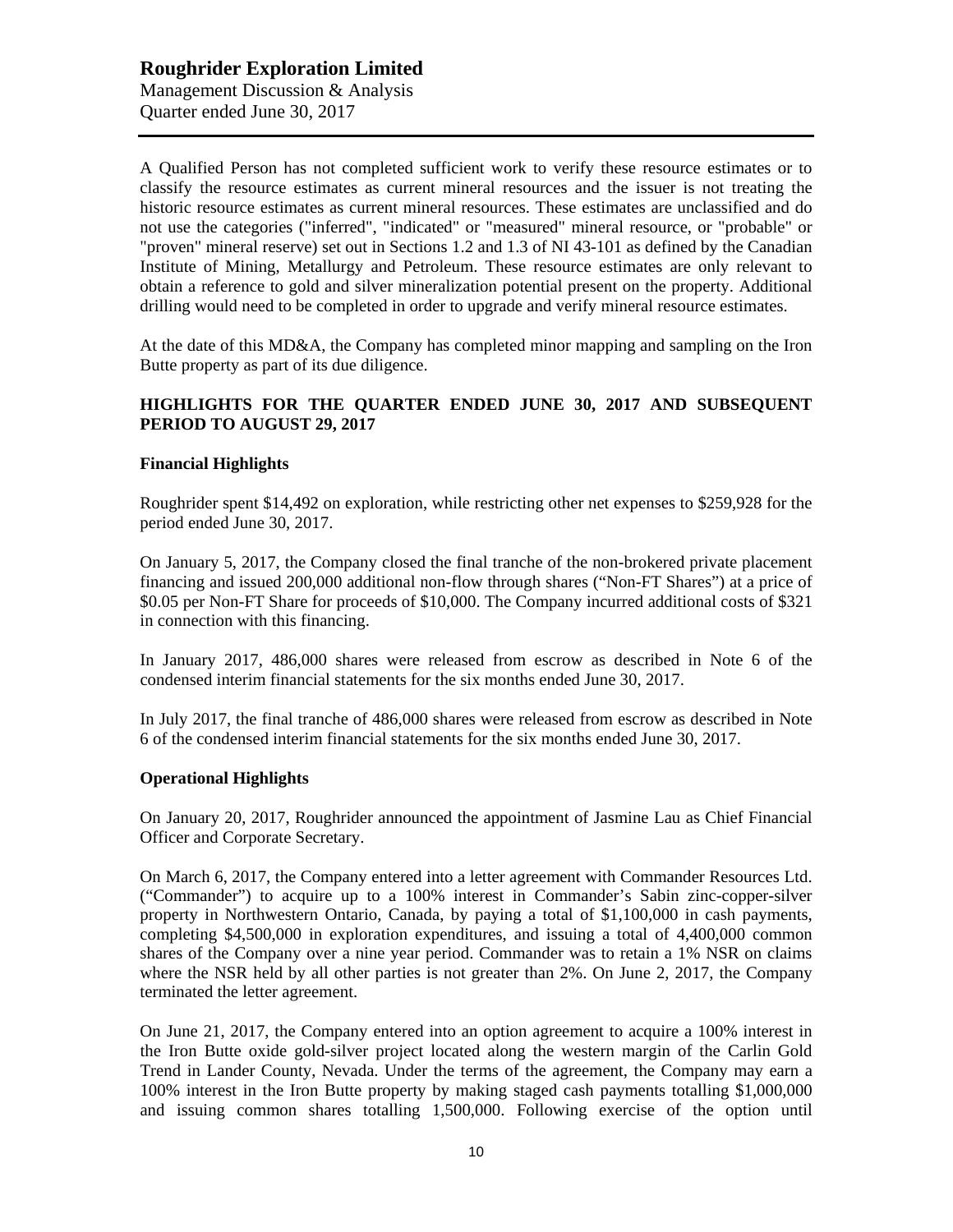A Qualified Person has not completed sufficient work to verify these resource estimates or to classify the resource estimates as current mineral resources and the issuer is not treating the historic resource estimates as current mineral resources. These estimates are unclassified and do not use the categories ("inferred", "indicated" or "measured" mineral resource, or "probable" or "proven" mineral reserve) set out in Sections 1.2 and 1.3 of NI 43-101 as defined by the Canadian Institute of Mining, Metallurgy and Petroleum. These resource estimates are only relevant to obtain a reference to gold and silver mineralization potential present on the property. Additional drilling would need to be completed in order to upgrade and verify mineral resource estimates.

At the date of this MD&A, the Company has completed minor mapping and sampling on the Iron Butte property as part of its due diligence.

## HIGHLIGHTS FOR THE QUARTER ENDED JUNE 30, 2017 AND SUBSEQUENT PERIOD TO AUGUST 29, 2017

### Financial Highlights

Roughrider spent $14,492 on exploration, while restricting other net expenses to $259,928 for the period ended June 30, 2017.

On January 5, 2017, the Company closed the final tranche of the non-brokered private placement financing and issued 200,000 additional non-flow through shares ("Non-FT Shares") at a price of $0.05 per Non-FT Share for proceeds of $10,000. The Company incurred additional costs of $321 in connection with this financing.

In January 2017, 486,000 shares were released from escrow as described in Note 6 of the condensed interim financial statements for the six months ended June 30, 2017.

In July 2017, the final tranche of 486,000 shares were released from escrow as described in Note 6 of the condensed interim financial statements for the six months ended June 30, 2017.

### Operational Highlights

On January 20, 2017, Roughrider announced the appointment of Jasmine Lau as Chief Financial Officer and Corporate Secretary.

On March 6, 2017, the Company entered into a letter agreement with Commander Resources Ltd. ("Commander") to acquire up to a 100% interest in Commander's Sabin zinc-copper-silver property in Northwestern Ontario, Canada, by paying a total of $1,100,000 in cash payments, completing $4,500,000 in exploration expenditures, and issuing a total of 4,400,000 common shares of the Company over a nine year period. Commander was to retain a 1% NSR on claims where the NSR held by all other parties is not greater than 2%. On June 2, 2017, the Company terminated the letter agreement.

On June 21, 2017, the Company entered into an option agreement to acquire a 100% interest in the Iron Butte oxide gold-silver project located along the western margin of the Carlin Gold Trend in Lander County, Nevada. Under the terms of the agreement, the Company may earn a 100% interest in the Iron Butte property by making staged cash payments totalling $1,000,000 and issuing common shares totalling 1,500,000. Following exercise of the option until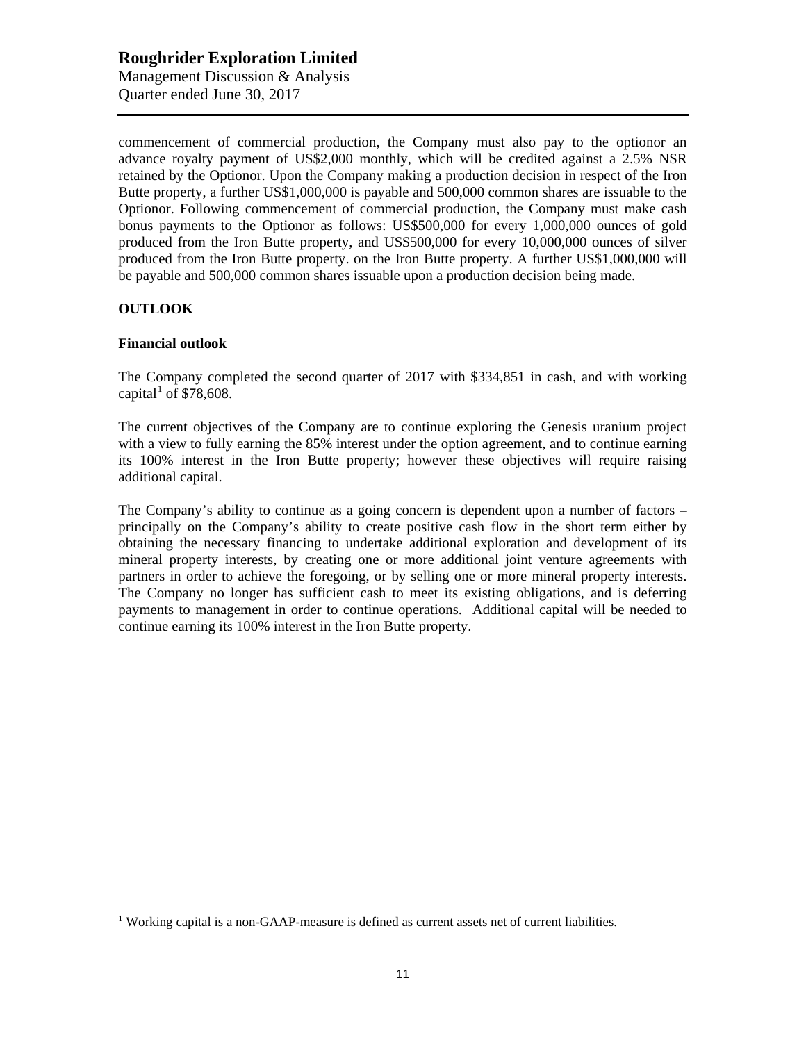commencement of commercial production, the Company must also pay to the optionor an advance royalty payment of US$2,000 monthly, which will be credited against a 2.5% NSR retained by the Optionor. Upon the Company making a production decision in respect of the Iron Butte property, a further US$1,000,000 is payable and 500,000 common shares are issuable to the Optionor. Following commencement of commercial production, the Company must make cash bonus payments to the Optionor as follows: US$500,000 for every 1,000,000 ounces of gold produced from the Iron Butte property, and US$500,000 for every 10,000,000 ounces of silver produced from the Iron Butte property. on the Iron Butte property. A further US$1,000,000 will be payable and 500,000 common shares issuable upon a production decision being made.

## OUTLOOK

### Financial outlook

The Company completed the second quarter of 2017 with $334,851 in cash, and with working capital[1] of $78,608.

The current objectives of the Company are to continue exploring the Genesis uranium project with a view to fully earning the 85% interest under the option agreement, and to continue earning its 100% interest in the Iron Butte property; however these objectives will require raising additional capital.

The Company's ability to continue as a going concern is dependent upon a number of factors – principally on the Company's ability to create positive cash flow in the short term either by obtaining the necessary financing to undertake additional exploration and development of its mineral property interests, by creating one or more additional joint venture agreements with partners in order to achieve the foregoing, or by selling one or more mineral property interests. The Company no longer has sufficient cash to meet its existing obligations, and is deferring payments to management in order to continue operations. Additional capital will be needed to continue earning its 100% interest in the Iron Butte property.

---

[1] Working capital is a non-GAAP-measure is defined as current assets net of current liabilities.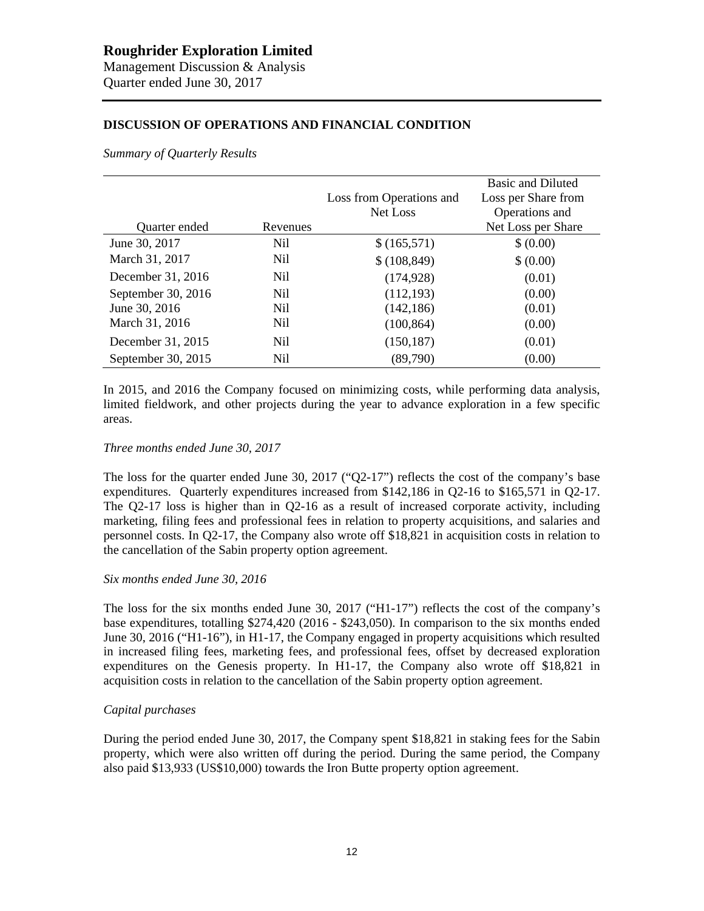## DISCUSSION OF OPERATIONS AND FINANCIAL CONDITION

*Summary of Quarterly Results*

| Quarter ended | Revenues | Loss from Operations and Net Loss | Basic and Diluted Loss per Share from Operations and Net Loss per Share |
|---|---|---|---|
| June 30, 2017 | Nil | $ (165,571) | $ (0.00) |
| March 31, 2017 | Nil | $ (108,849) | $ (0.00) |
| December 31, 2016 | Nil | (174,928) | (0.01) |
| September 30, 2016 | Nil | (112,193) | (0.00) |
| June 30, 2016 | Nil | (142,186) | (0.01) |
| March 31, 2016 | Nil | (100,864) | (0.00) |
| December 31, 2015 | Nil | (150,187) | (0.01) |
| September 30, 2015 | Nil | (89,790) | (0.00) |

In 2015, and 2016 the Company focused on minimizing costs, while performing data analysis, limited fieldwork, and other projects during the year to advance exploration in a few specific areas.

*Three months ended June 30, 2017*

The loss for the quarter ended June 30, 2017 ("Q2-17") reflects the cost of the company's base expenditures. Quarterly expenditures increased from $142,186 in Q2-16 to $165,571 in Q2-17. The Q2-17 loss is higher than in Q2-16 as a result of increased corporate activity, including marketing, filing fees and professional fees in relation to property acquisitions, and salaries and personnel costs. In Q2-17, the Company also wrote off $18,821 in acquisition costs in relation to the cancellation of the Sabin property option agreement.

*Six months ended June 30, 2016*

The loss for the six months ended June 30, 2017 ("H1-17") reflects the cost of the company's base expenditures, totalling $274,420 (2016 - $243,050). In comparison to the six months ended June 30, 2016 ("H1-16"), in H1-17, the Company engaged in property acquisitions which resulted in increased filing fees, marketing fees, and professional fees, offset by decreased exploration expenditures on the Genesis property. In H1-17, the Company also wrote off $18,821 in acquisition costs in relation to the cancellation of the Sabin property option agreement.

*Capital purchases*

During the period ended June 30, 2017, the Company spent $18,821 in staking fees for the Sabin property, which were also written off during the period. During the same period, the Company also paid $13,933 (US$10,000) towards the Iron Butte property option agreement.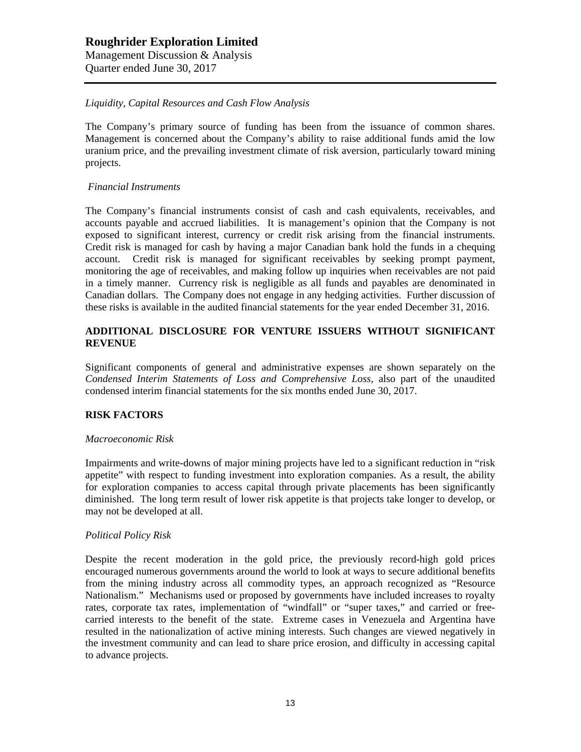*Liquidity, Capital Resources and Cash Flow Analysis*

The Company's primary source of funding has been from the issuance of common shares. Management is concerned about the Company's ability to raise additional funds amid the low uranium price, and the prevailing investment climate of risk aversion, particularly toward mining projects.

*Financial Instruments*

The Company's financial instruments consist of cash and cash equivalents, receivables, and accounts payable and accrued liabilities. It is management's opinion that the Company is not exposed to significant interest, currency or credit risk arising from the financial instruments. Credit risk is managed for cash by having a major Canadian bank hold the funds in a chequing account. Credit risk is managed for significant receivables by seeking prompt payment, monitoring the age of receivables, and making follow up inquiries when receivables are not paid in a timely manner. Currency risk is negligible as all funds and payables are denominated in Canadian dollars. The Company does not engage in any hedging activities. Further discussion of these risks is available in the audited financial statements for the year ended December 31, 2016.

## ADDITIONAL DISCLOSURE FOR VENTURE ISSUERS WITHOUT SIGNIFICANT REVENUE

Significant components of general and administrative expenses are shown separately on the *Condensed Interim Statements of Loss and Comprehensive Loss,* also part of the unaudited condensed interim financial statements for the six months ended June 30, 2017.

## RISK FACTORS

*Macroeconomic Risk*

Impairments and write-downs of major mining projects have led to a significant reduction in "risk appetite" with respect to funding investment into exploration companies. As a result, the ability for exploration companies to access capital through private placements has been significantly diminished. The long term result of lower risk appetite is that projects take longer to develop, or may not be developed at all.

*Political Policy Risk*

Despite the recent moderation in the gold price, the previously record-high gold prices encouraged numerous governments around the world to look at ways to secure additional benefits from the mining industry across all commodity types, an approach recognized as "Resource Nationalism." Mechanisms used or proposed by governments have included increases to royalty rates, corporate tax rates, implementation of "windfall" or "super taxes," and carried or free-carried interests to the benefit of the state. Extreme cases in Venezuela and Argentina have resulted in the nationalization of active mining interests. Such changes are viewed negatively in the investment community and can lead to share price erosion, and difficulty in accessing capital to advance projects.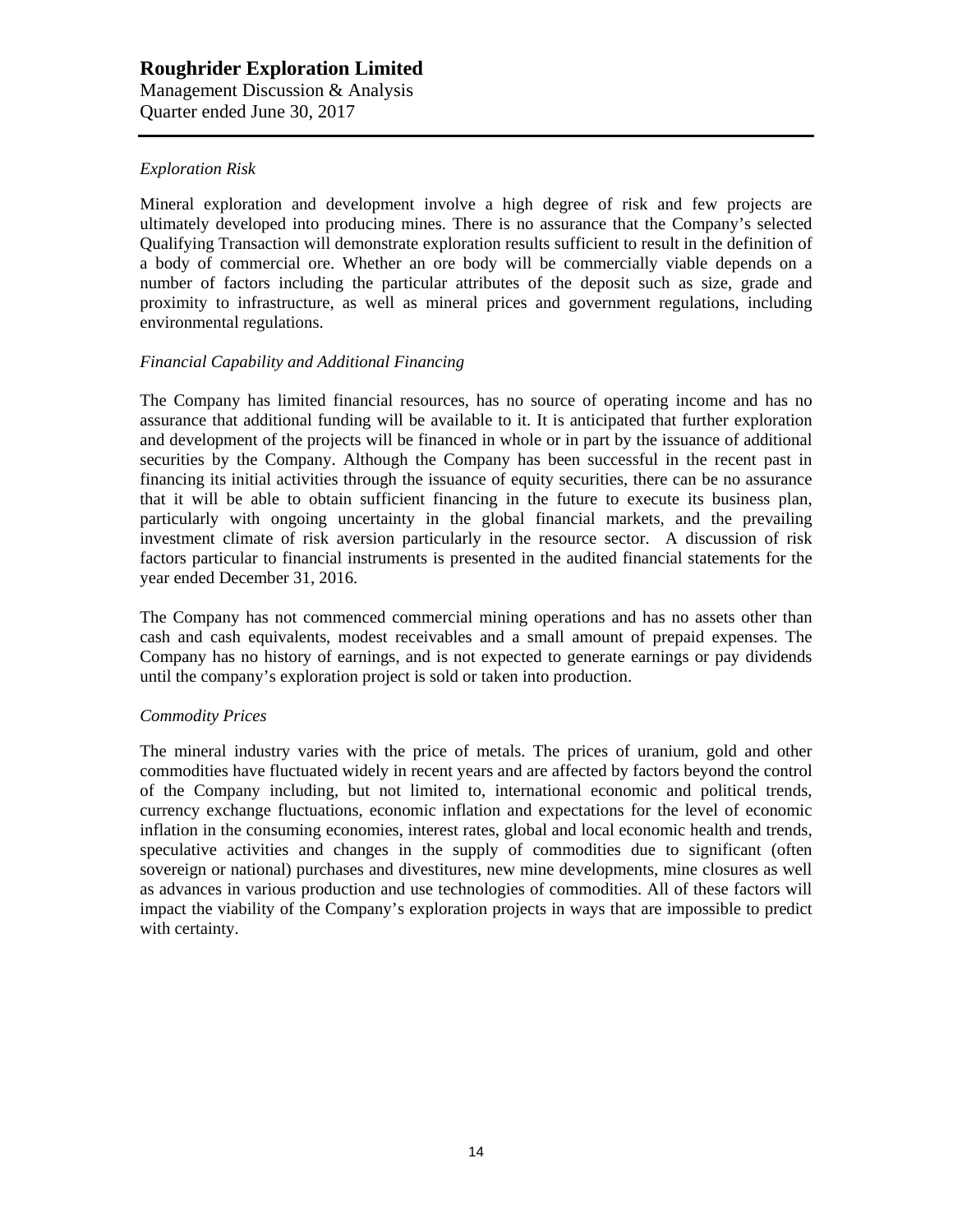*Exploration Risk*

Mineral exploration and development involve a high degree of risk and few projects are ultimately developed into producing mines. There is no assurance that the Company's selected Qualifying Transaction will demonstrate exploration results sufficient to result in the definition of a body of commercial ore. Whether an ore body will be commercially viable depends on a number of factors including the particular attributes of the deposit such as size, grade and proximity to infrastructure, as well as mineral prices and government regulations, including environmental regulations.

*Financial Capability and Additional Financing*

The Company has limited financial resources, has no source of operating income and has no assurance that additional funding will be available to it. It is anticipated that further exploration and development of the projects will be financed in whole or in part by the issuance of additional securities by the Company. Although the Company has been successful in the recent past in financing its initial activities through the issuance of equity securities, there can be no assurance that it will be able to obtain sufficient financing in the future to execute its business plan, particularly with ongoing uncertainty in the global financial markets, and the prevailing investment climate of risk aversion particularly in the resource sector. A discussion of risk factors particular to financial instruments is presented in the audited financial statements for the year ended December 31, 2016.

The Company has not commenced commercial mining operations and has no assets other than cash and cash equivalents, modest receivables and a small amount of prepaid expenses. The Company has no history of earnings, and is not expected to generate earnings or pay dividends until the company's exploration project is sold or taken into production.

*Commodity Prices*

The mineral industry varies with the price of metals. The prices of uranium, gold and other commodities have fluctuated widely in recent years and are affected by factors beyond the control of the Company including, but not limited to, international economic and political trends, currency exchange fluctuations, economic inflation and expectations for the level of economic inflation in the consuming economies, interest rates, global and local economic health and trends, speculative activities and changes in the supply of commodities due to significant (often sovereign or national) purchases and divestitures, new mine developments, mine closures as well as advances in various production and use technologies of commodities. All of these factors will impact the viability of the Company's exploration projects in ways that are impossible to predict with certainty.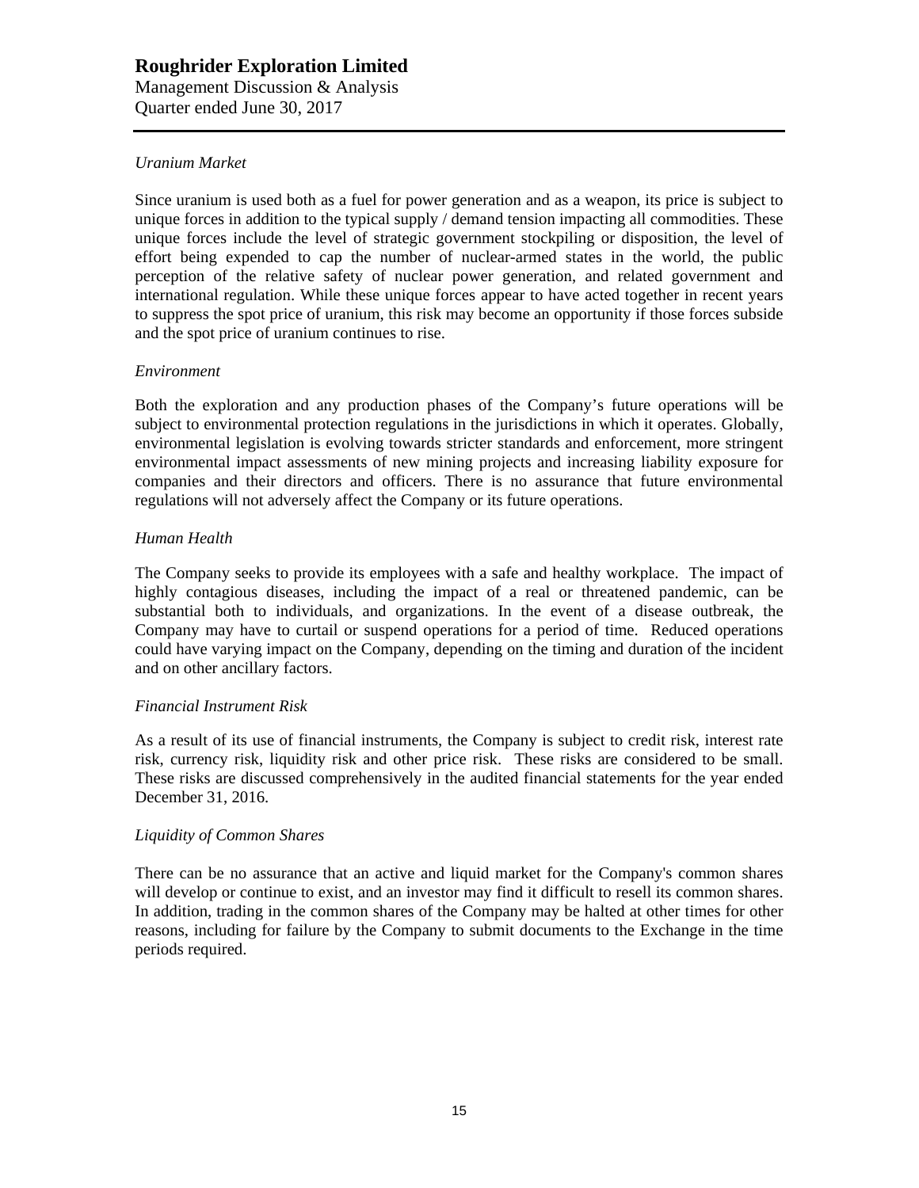*Uranium Market*

Since uranium is used both as a fuel for power generation and as a weapon, its price is subject to unique forces in addition to the typical supply / demand tension impacting all commodities. These unique forces include the level of strategic government stockpiling or disposition, the level of effort being expended to cap the number of nuclear-armed states in the world, the public perception of the relative safety of nuclear power generation, and related government and international regulation. While these unique forces appear to have acted together in recent years to suppress the spot price of uranium, this risk may become an opportunity if those forces subside and the spot price of uranium continues to rise.

*Environment*

Both the exploration and any production phases of the Company's future operations will be subject to environmental protection regulations in the jurisdictions in which it operates. Globally, environmental legislation is evolving towards stricter standards and enforcement, more stringent environmental impact assessments of new mining projects and increasing liability exposure for companies and their directors and officers. There is no assurance that future environmental regulations will not adversely affect the Company or its future operations.

*Human Health*

The Company seeks to provide its employees with a safe and healthy workplace. The impact of highly contagious diseases, including the impact of a real or threatened pandemic, can be substantial both to individuals, and organizations. In the event of a disease outbreak, the Company may have to curtail or suspend operations for a period of time. Reduced operations could have varying impact on the Company, depending on the timing and duration of the incident and on other ancillary factors.

*Financial Instrument Risk*

As a result of its use of financial instruments, the Company is subject to credit risk, interest rate risk, currency risk, liquidity risk and other price risk. These risks are considered to be small. These risks are discussed comprehensively in the audited financial statements for the year ended December 31, 2016.

*Liquidity of Common Shares*

There can be no assurance that an active and liquid market for the Company's common shares will develop or continue to exist, and an investor may find it difficult to resell its common shares. In addition, trading in the common shares of the Company may be halted at other times for other reasons, including for failure by the Company to submit documents to the Exchange in the time periods required.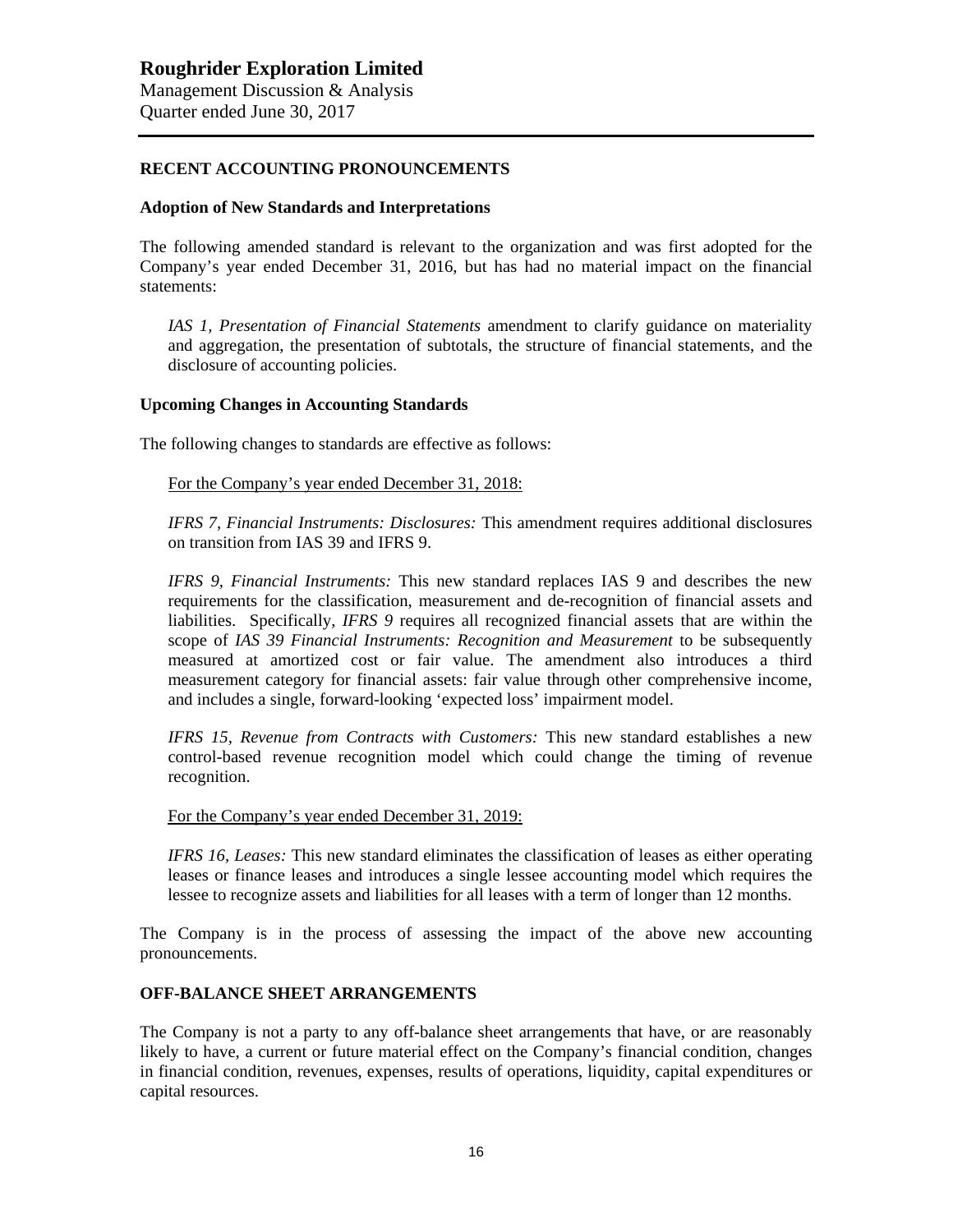## RECENT ACCOUNTING PRONOUNCEMENTS

### Adoption of New Standards and Interpretations

The following amended standard is relevant to the organization and was first adopted for the Company's year ended December 31, 2016, but has had no material impact on the financial statements:

> *IAS 1, Presentation of Financial Statements* amendment to clarify guidance on materiality and aggregation, the presentation of subtotals, the structure of financial statements, and the disclosure of accounting policies.

### Upcoming Changes in Accounting Standards

The following changes to standards are effective as follows:

<u>For the Company's year ended December 31, 2018:</u>

*IFRS 7, Financial Instruments: Disclosures:* This amendment requires additional disclosures on transition from IAS 39 and IFRS 9.

*IFRS 9, Financial Instruments:* This new standard replaces IAS 9 and describes the new requirements for the classification, measurement and de-recognition of financial assets and liabilities. Specifically, *IFRS 9* requires all recognized financial assets that are within the scope of *IAS 39 Financial Instruments: Recognition and Measurement* to be subsequently measured at amortized cost or fair value. The amendment also introduces a third measurement category for financial assets: fair value through other comprehensive income, and includes a single, forward-looking 'expected loss' impairment model.

*IFRS 15, Revenue from Contracts with Customers:* This new standard establishes a new control-based revenue recognition model which could change the timing of revenue recognition.

<u>For the Company's year ended December 31, 2019:</u>

*IFRS 16, Leases:* This new standard eliminates the classification of leases as either operating leases or finance leases and introduces a single lessee accounting model which requires the lessee to recognize assets and liabilities for all leases with a term of longer than 12 months.

The Company is in the process of assessing the impact of the above new accounting pronouncements.

## OFF-BALANCE SHEET ARRANGEMENTS

The Company is not a party to any off-balance sheet arrangements that have, or are reasonably likely to have, a current or future material effect on the Company's financial condition, changes in financial condition, revenues, expenses, results of operations, liquidity, capital expenditures or capital resources.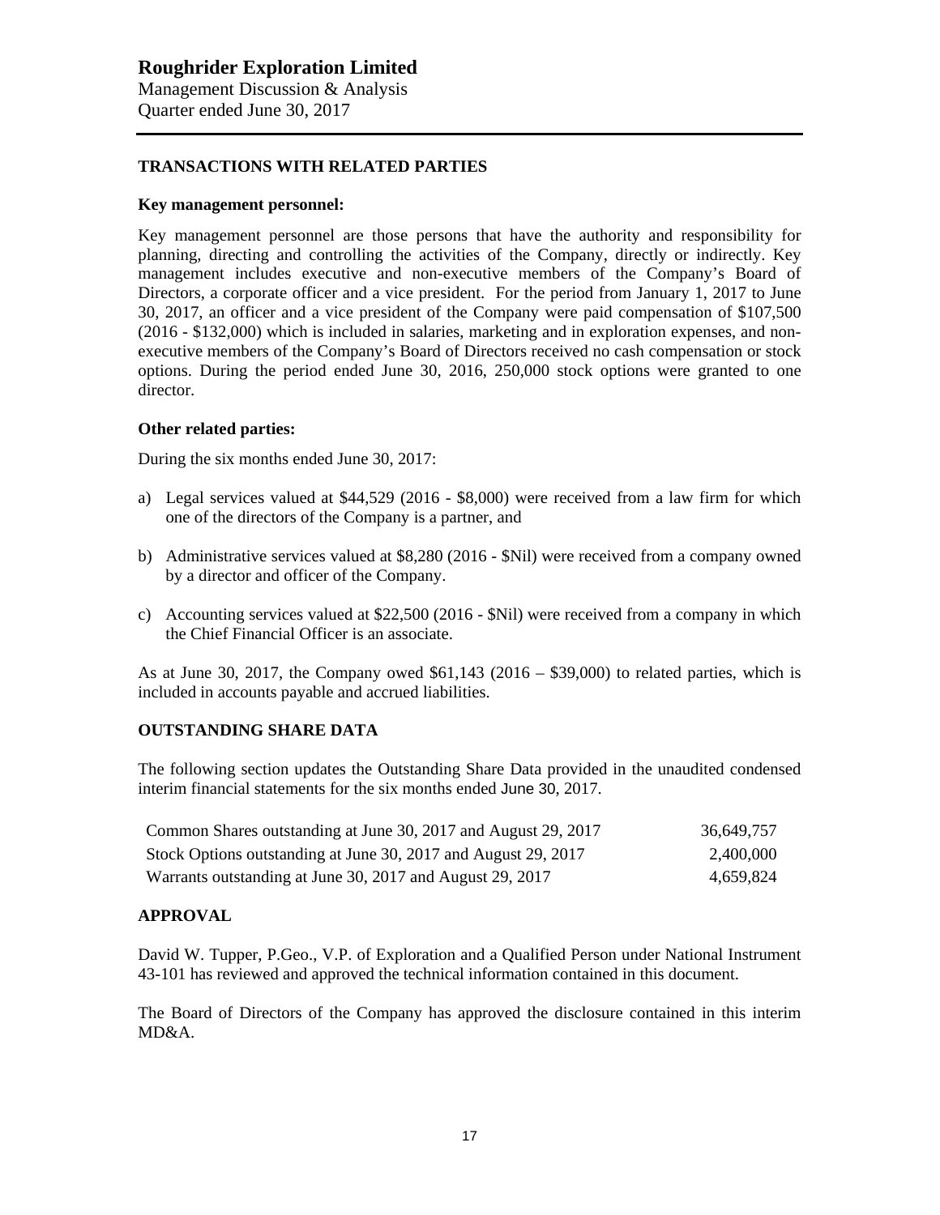## TRANSACTIONS WITH RELATED PARTIES

### Key management personnel:

Key management personnel are those persons that have the authority and responsibility for planning, directing and controlling the activities of the Company, directly or indirectly. Key management includes executive and non-executive members of the Company's Board of Directors, a corporate officer and a vice president. For the period from January 1, 2017 to June 30, 2017, an officer and a vice president of the Company were paid compensation of $107,500 (2016 - $132,000) which is included in salaries, marketing and in exploration expenses, and non-executive members of the Company's Board of Directors received no cash compensation or stock options. During the period ended June 30, 2016, 250,000 stock options were granted to one director.

### Other related parties:

During the six months ended June 30, 2017:

a) Legal services valued at $44,529 (2016 - $8,000) were received from a law firm for which one of the directors of the Company is a partner, and

b) Administrative services valued at $8,280 (2016 - $Nil) were received from a company owned by a director and officer of the Company.

c) Accounting services valued at $22,500 (2016 - $Nil) were received from a company in which the Chief Financial Officer is an associate.

As at June 30, 2017, the Company owed $61,143 (2016 – $39,000) to related parties, which is included in accounts payable and accrued liabilities.

## OUTSTANDING SHARE DATA

The following section updates the Outstanding Share Data provided in the unaudited condensed interim financial statements for the six months ended June 30, 2017.

| | |
|---|---|
| Common Shares outstanding at June 30, 2017 and August 29, 2017 | 36,649,757 |
| Stock Options outstanding at June 30, 2017 and August 29, 2017 | 2,400,000 |
| Warrants outstanding at June 30, 2017 and August 29, 2017 | 4,659,824 |

## APPROVAL

David W. Tupper, P.Geo., V.P. of Exploration and a Qualified Person under National Instrument 43-101 has reviewed and approved the technical information contained in this document.

The Board of Directors of the Company has approved the disclosure contained in this interim MD&A.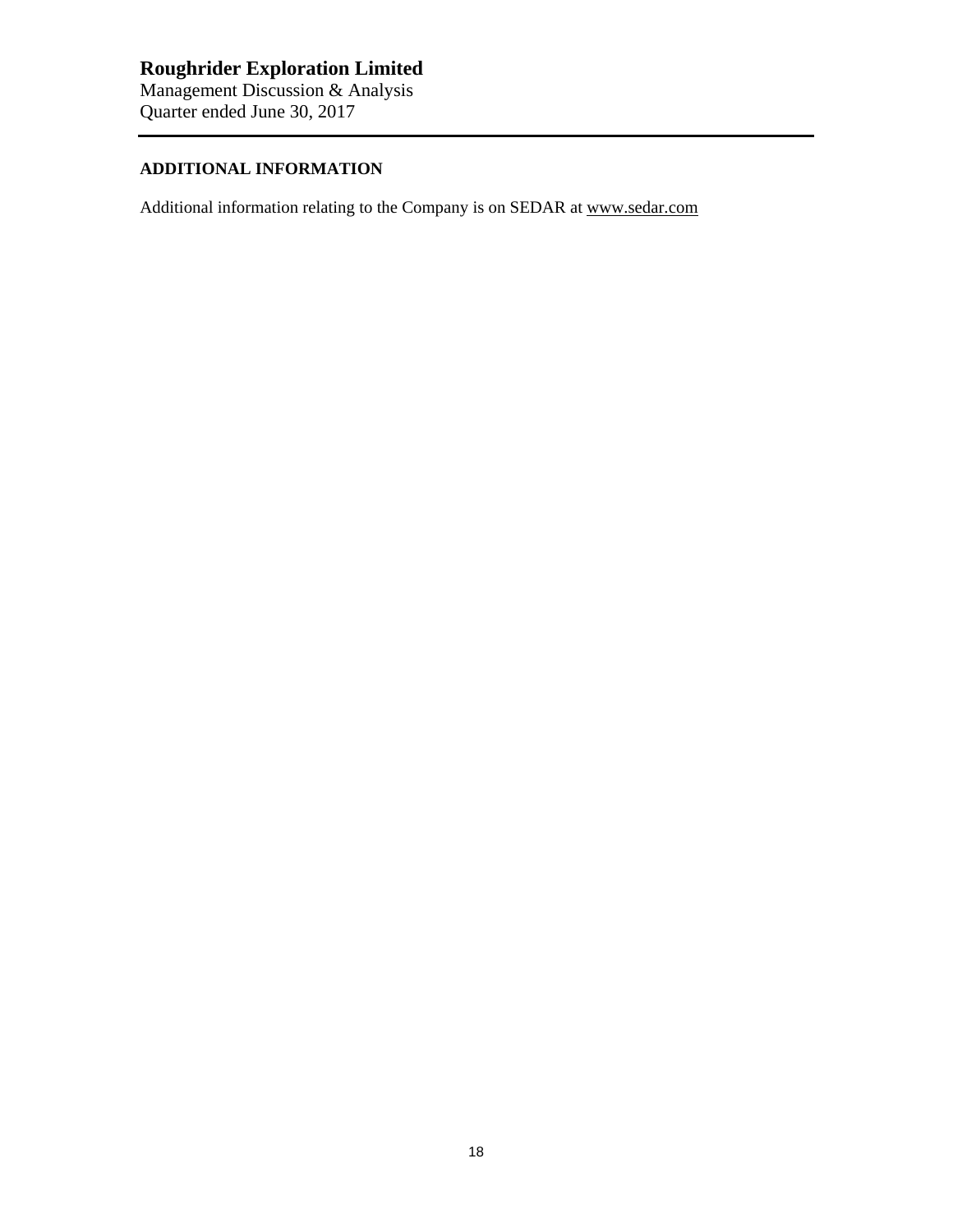## ADDITIONAL INFORMATION

Additional information relating to the Company is on SEDAR at www.sedar.com